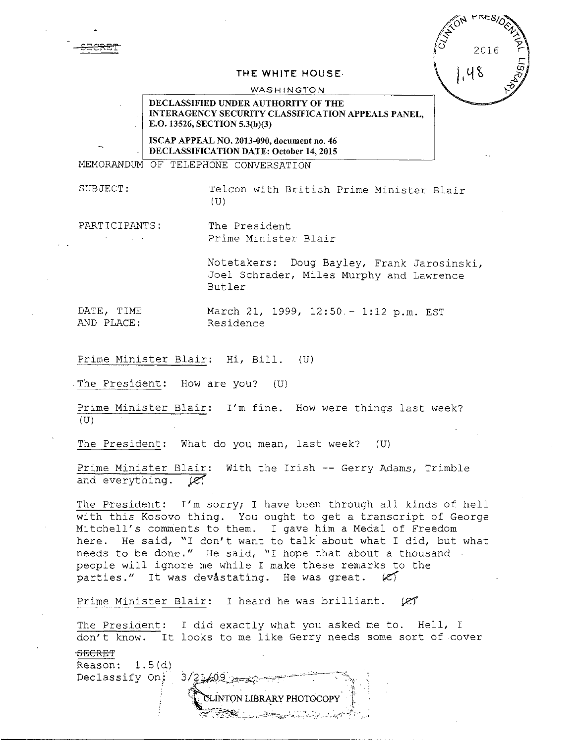~~SECRET~~

CLINTON PRESIDENTIAL LIBRARY 2016 1.48

**THE WHITE HOUSE**

WASHINGTON

**DECLASSIFIED UNDER AUTHORITY OF THE INTERAGENCY SECURITY CLASSIFICATION APPEALS PANEL, E.O. 13526, SECTION 5.3(b)(3)**

**ISCAP APPEAL NO. 2013-090, document no. 46**
**DECLASSIFICATION DATE: October 14, 2015**

MEMORANDUM OF TELEPHONE CONVERSATION

SUBJECT: Telcon with British Prime Minister Blair (U)

PARTICIPANTS: The President
Prime Minister Blair

Notetakers: Doug Bayley, Frank Jarosinski, Joel Schrader, Miles Murphy and Lawrence Butler

DATE, TIME AND PLACE: March 21, 1999, 12:50 - 1:12 p.m. EST
Residence

Prime Minister Blair: Hi, Bill. (U)

The President: How are you? (U)

Prime Minister Blair: I'm fine. How were things last week? (U)

The President: What do you mean, last week? (U)

Prime Minister Blair: With the Irish -- Gerry Adams, Trimble and everything. (C)

The President: I'm sorry; I have been through all kinds of hell with this Kosovo thing. You ought to get a transcript of George Mitchell's comments to them. I gave him a Medal of Freedom here. He said, "I don't want to talk about what I did, but what needs to be done." He said, "I hope that about a thousand people will ignore me while I make these remarks to the parties." It was devastating. He was great. (C)

Prime Minister Blair: I heard he was brilliant. (C)

The President: I did exactly what you asked me to. Hell, I don't know. It looks to me like Gerry needs some sort of cover

~~SECRET~~
Reason: 1.5(d)
Declassify On: 3/21/09

CLINTON LIBRARY PHOTOCOPY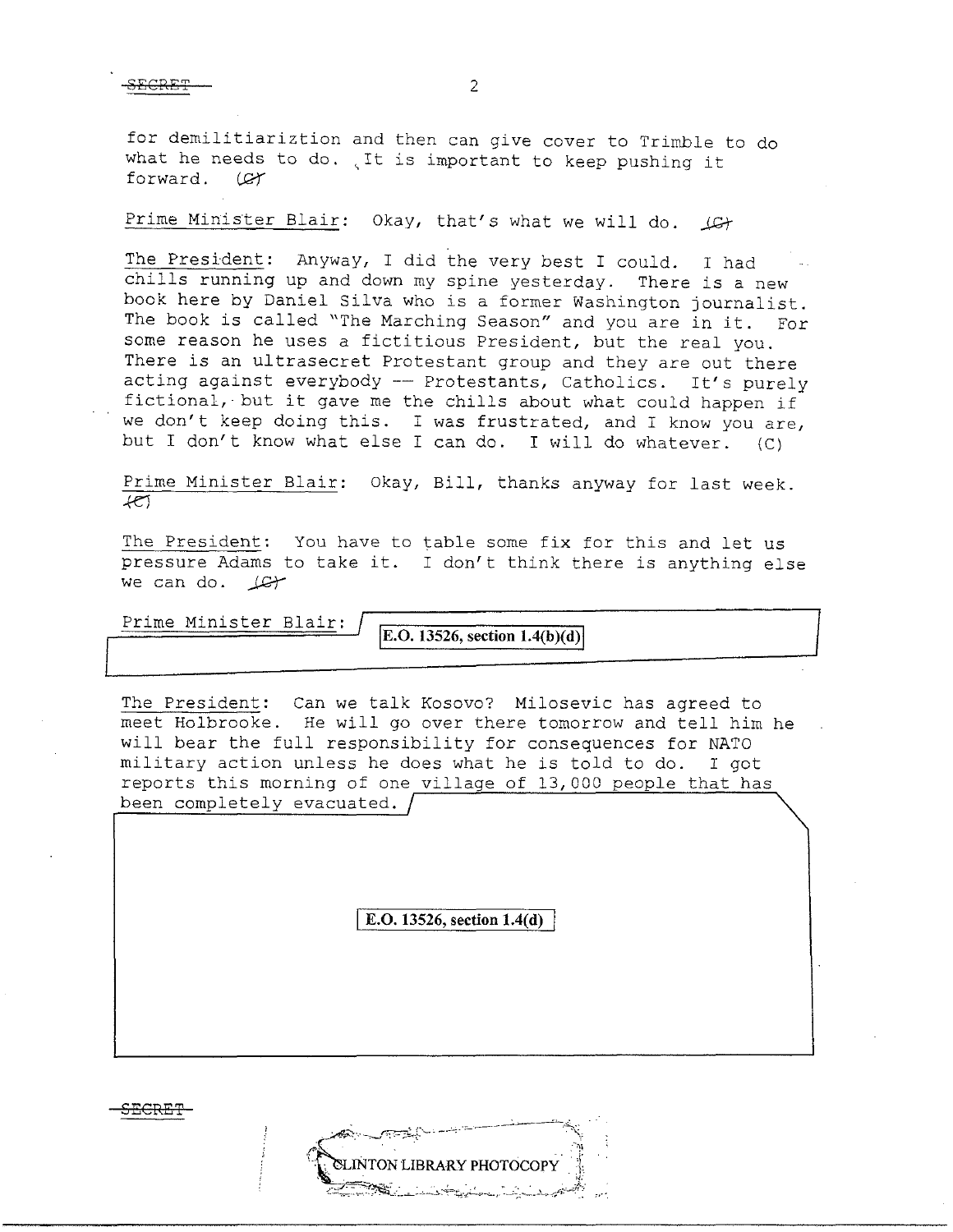for demilitiariztion and then can give cover to Trimble to do what he needs to do. It is important to keep pushing it forward. (C)

Prime Minister Blair: Okay, that's what we will do. (C)

The President: Anyway, I did the very best I could. I had chills running up and down my spine yesterday. There is a new book here by Daniel Silva who is a former Washington journalist. The book is called "The Marching Season" and you are in it. For some reason he uses a fictitious President, but the real you. There is an ultrasecret Protestant group and they are out there acting against everybody -- Protestants, Catholics. It's purely fictional, but it gave me the chills about what could happen if we don't keep doing this. I was frustrated, and I know you are, but I don't know what else I can do. I will do whatever. (C)

Prime Minister Blair: Okay, Bill, thanks anyway for last week. (C)

The President: You have to table some fix for this and let us pressure Adams to take it. I don't think there is anything else we can do. (C)

Prime Minister Blair: E.O. 13526, section 1.4(b)(d)

The President: Can we talk Kosovo? Milosevic has agreed to meet Holbrooke. He will go over there tomorrow and tell him he will bear the full responsibility for consequences for NATO military action unless he does what he is told to do. I got reports this morning of one village of 13,000 people that has been completely evacuated.

E.O. 13526, section 1.4(d)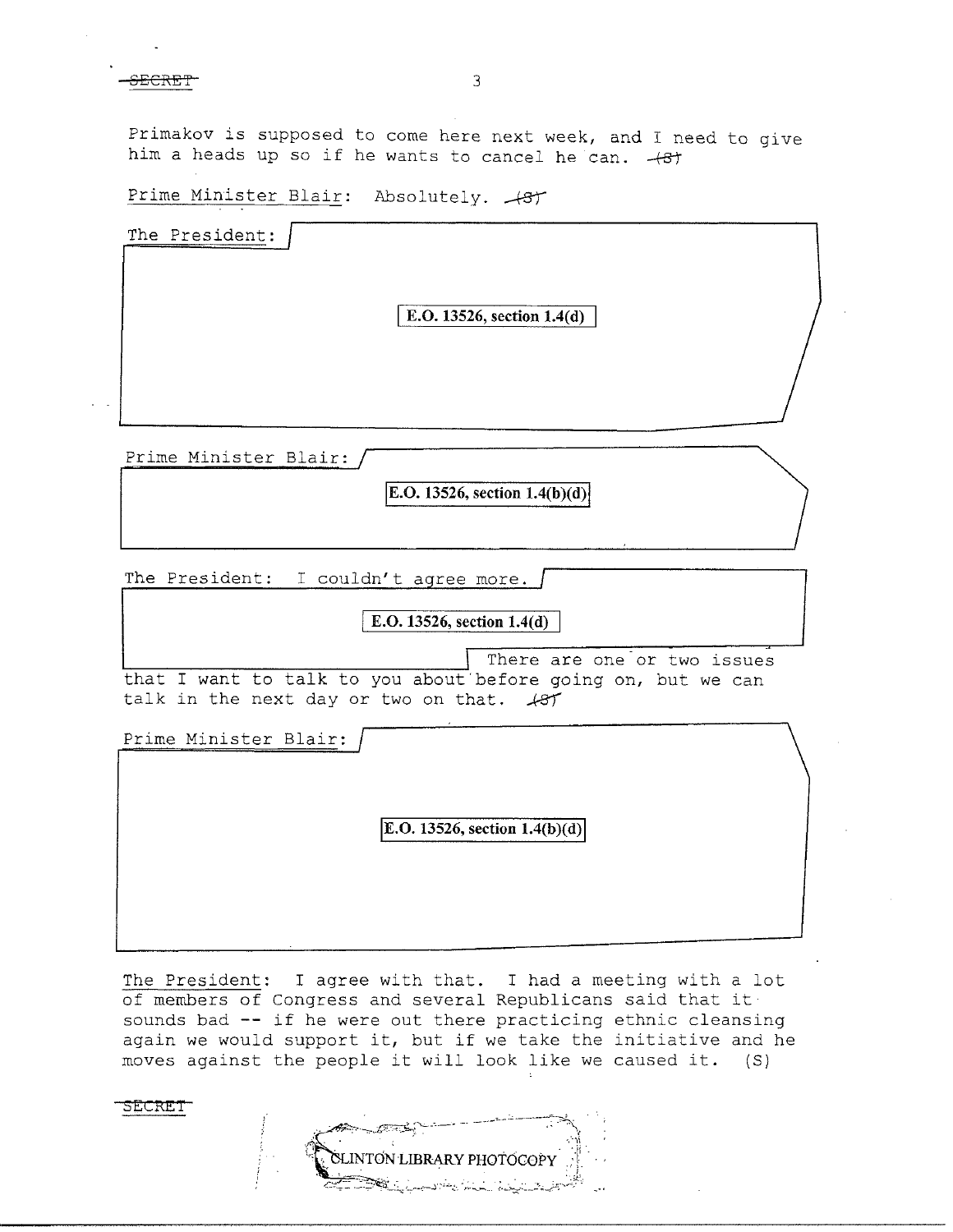Primakov is supposed to come here next week, and I need to give him a heads up so if he wants to cancel he can. (S)

Prime Minister Blair: Absolutely. (S)

The President: E.O. 13526, section 1.4(d)

Prime Minister Blair: E.O. 13526, section 1.4(b)(d)

The President: I couldn't agree more. E.O. 13526, section 1.4(d) There are one or two issues that I want to talk to you about before going on, but we can talk in the next day or two on that. (S)

Prime Minister Blair: E.O. 13526, section 1.4(b)(d)

The President: I agree with that. I had a meeting with a lot of members of Congress and several Republicans said that it sounds bad -- if he were out there practicing ethnic cleansing again we would support it, but if we take the initiative and he moves against the people it will look like we caused it. (S)

SECRET

CLINTON LIBRARY PHOTOCOPY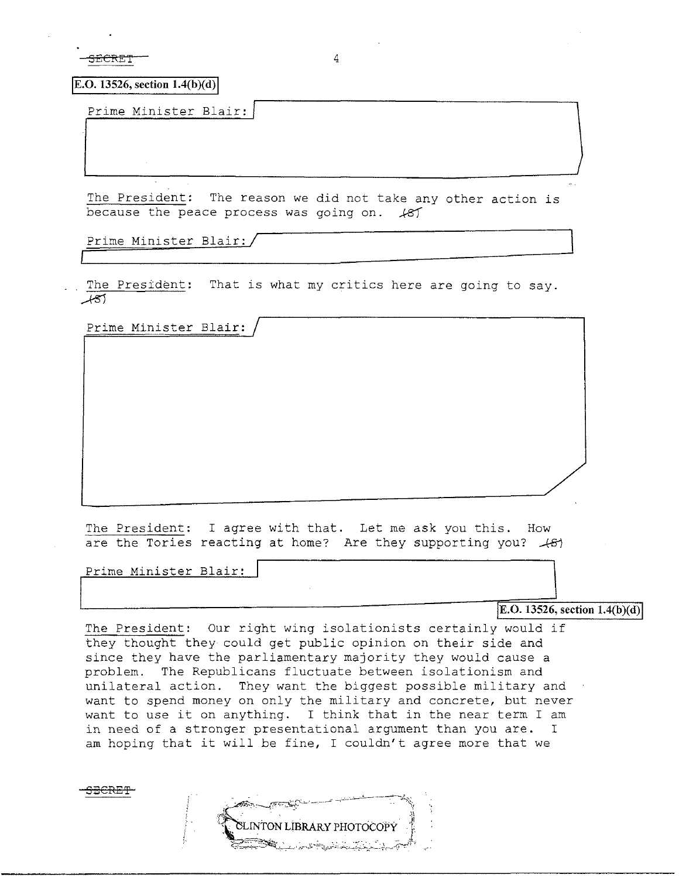SECRET

E.O. 13526, section 1.4(b)(d)

Prime Minister Blair:

The President: The reason we did not take any other action is because the peace process was going on. (S)

Prime Minister Blair:

The President: That is what my critics here are going to say. (S)

Prime Minister Blair:

The President: I agree with that. Let me ask you this. How are the Tories reacting at home? Are they supporting you? (S)

Prime Minister Blair:

E.O. 13526, section 1.4(b)(d)

The President: Our right wing isolationists certainly would if they thought they could get public opinion on their side and since they have the parliamentary majority they would cause a problem. The Republicans fluctuate between isolationism and unilateral action. They want the biggest possible military and want to spend money on only the military and concrete, but never want to use it on anything. I think that in the near term I am in need of a stronger presentational argument than you are. I am hoping that it will be fine, I couldn't agree more that we

SECRET

CLINTON LIBRARY PHOTOCOPY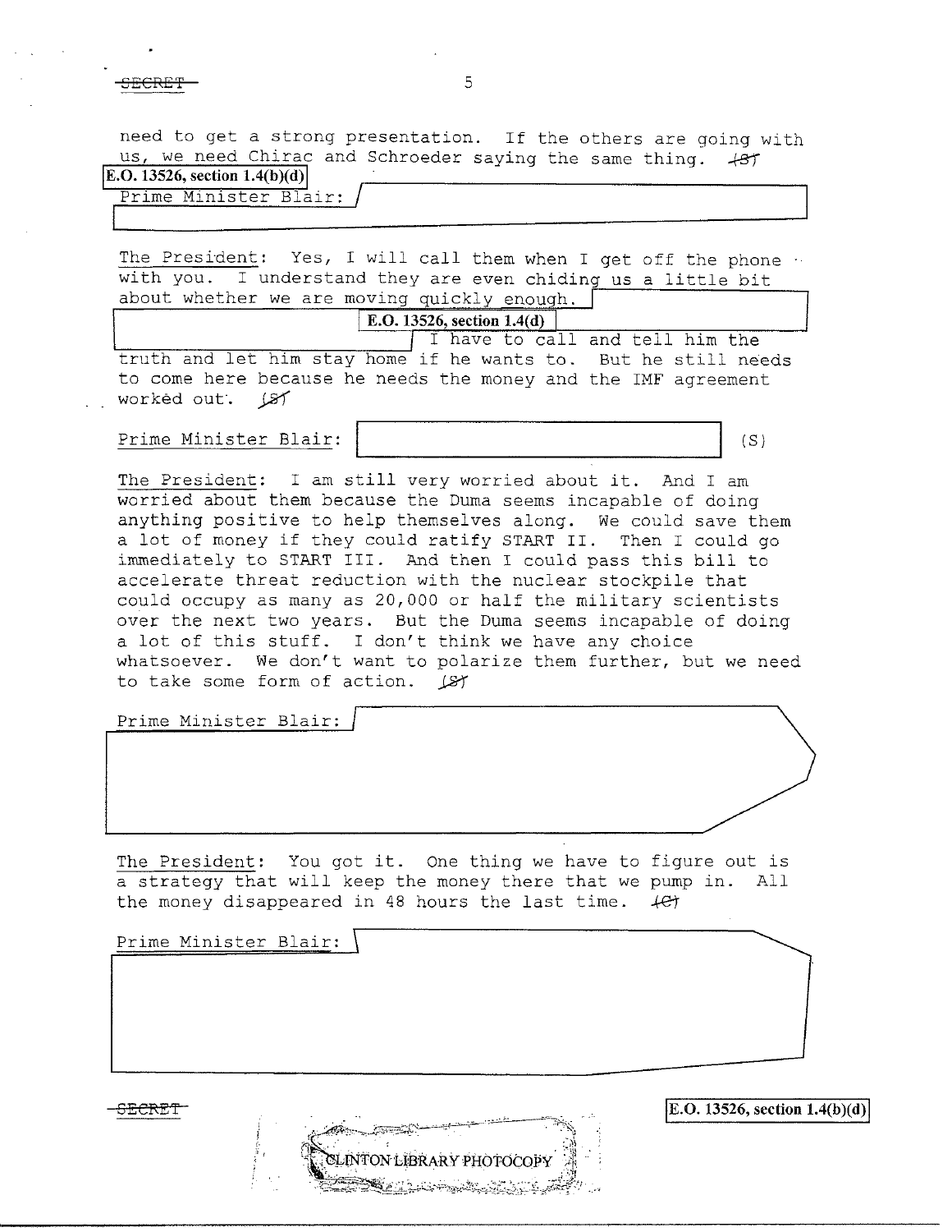need to get a strong presentation. If the others are going with us, we need Chirac and Schroeder saying the same thing. (S)

E.O. 13526, section 1.4(b)(d)

Prime Minister Blair:

The President: Yes, I will call them when I get off the phone with you. I understand they are even chiding us a little bit about whether we are moving quickly enough.

E.O. 13526, section 1.4(d)

I have to call and tell him the truth and let him stay home if he wants to. But he still needs to come here because he needs the money and the IMF agreement worked out. (S)

Prime Minister Blair: (S)

The President: I am still very worried about it. And I am worried about them because the Duma seems incapable of doing anything positive to help themselves along. We could save them a lot of money if they could ratify START II. Then I could go immediately to START III. And then I could pass this bill to accelerate threat reduction with the nuclear stockpile that could occupy as many as 20,000 or half the military scientists over the next two years. But the Duma seems incapable of doing a lot of this stuff. I don't think we have any choice whatsoever. We don't want to polarize them further, but we need to take some form of action. (S)

Prime Minister Blair:

The President: You got it. One thing we have to figure out is a strategy that will keep the money there that we pump in. All the money disappeared in 48 hours the last time. (C)

Prime Minister Blair:

E.O. 13526, section 1.4(b)(d)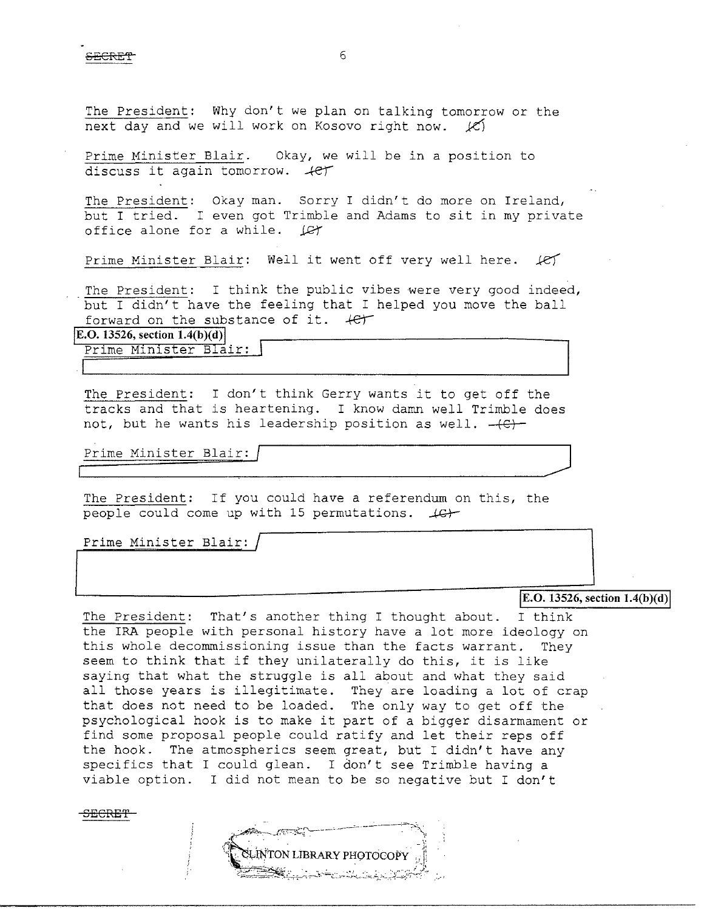The President: Why don't we plan on talking tomorrow or the next day and we will work on Kosovo right now. (C)

Prime Minister Blair. Okay, we will be in a position to discuss it again tomorrow. (C)

The President: Okay man. Sorry I didn't do more on Ireland, but I tried. I even got Trimble and Adams to sit in my private office alone for a while. (C)

Prime Minister Blair: Well it went off very well here. (C)

The President: I think the public vibes were very good indeed, but I didn't have the feeling that I helped you move the ball forward on the substance of it. (C)

E.O. 13526, section 1.4(b)(d)

Prime Minister Blair: [redacted]

The President: I don't think Gerry wants it to get off the tracks and that is heartening. I know damn well Trimble does not, but he wants his leadership position as well. (C)

Prime Minister Blair: [redacted]

The President: If you could have a referendum on this, the people could come up with 15 permutations. (C)

Prime Minister Blair: [redacted]

E.O. 13526, section 1.4(b)(d)

The President: That's another thing I thought about. I think the IRA people with personal history have a lot more ideology on this whole decommissioning issue than the facts warrant. They seem to think that if they unilaterally do this, it is like saying that what the struggle is all about and what they said all those years is illegitimate. They are loading a lot of crap that does not need to be loaded. The only way to get off the psychological hook is to make it part of a bigger disarmament or find some proposal people could ratify and let their reps off the hook. The atmospherics seem great, but I didn't have any specifics that I could glean. I don't see Trimble having a viable option. I did not mean to be so negative but I don't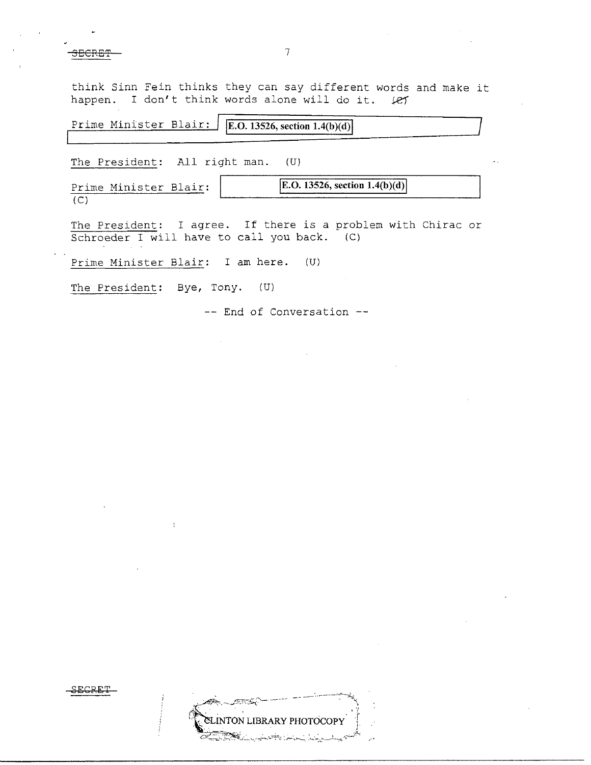think Sinn Fein thinks they can say different words and make it happen. I don't think words alone will do it. (C)

Prime Minister Blair: E.O. 13526, section 1.4(b)(d)

The President: All right man. (U)

Prime Minister Blair: E.O. 13526, section 1.4(b)(d) (C)

The President: I agree. If there is a problem with Chirac or Schroeder I will have to call you back. (C)

Prime Minister Blair: I am here. (U)

The President: Bye, Tony. (U)

-- End of Conversation --

SECRET

CLINTON LIBRARY PHOTOCOPY